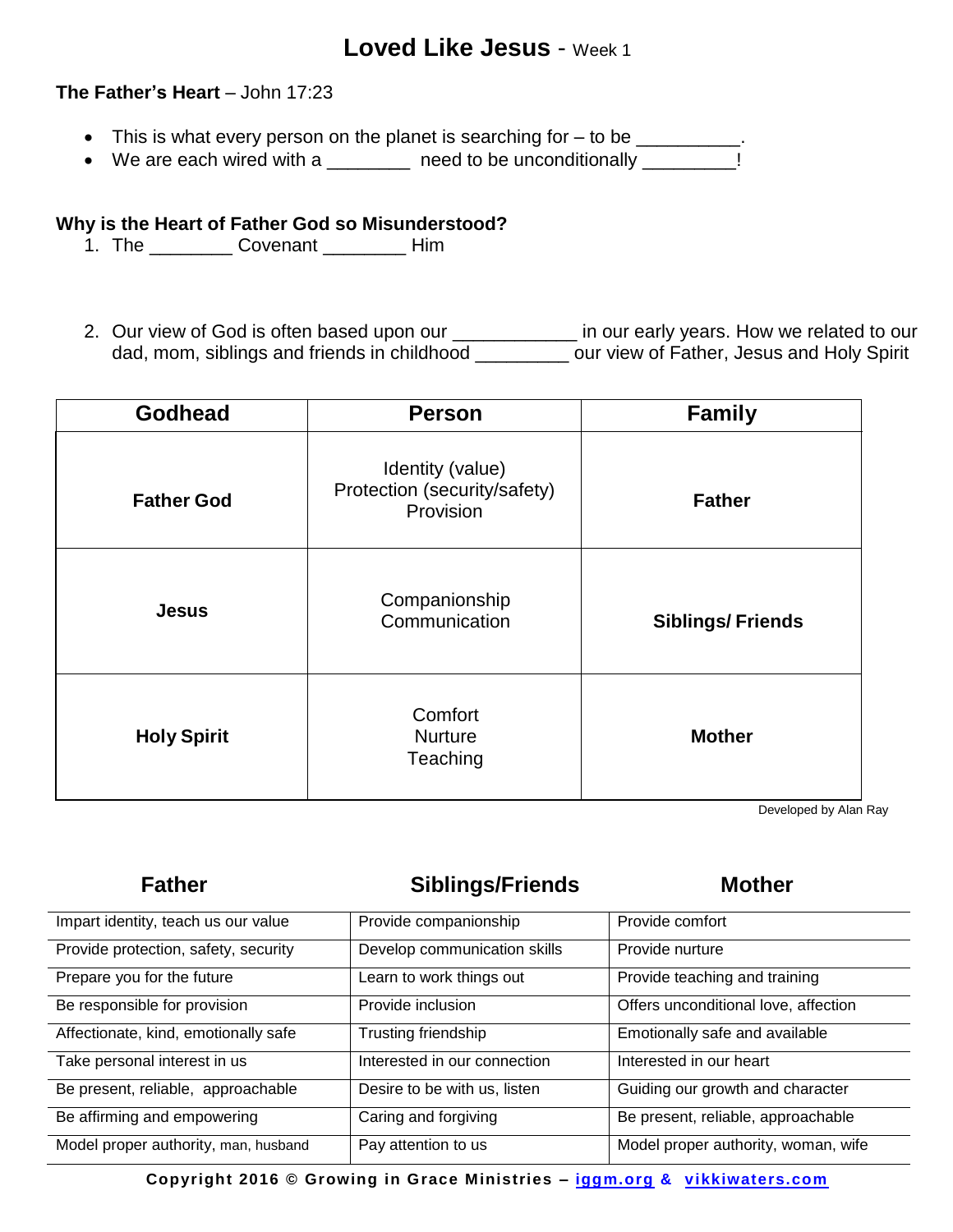# Loved Like Jesus - Week 1

**The Father's Heart** – John 17:23

- This is what every person on the planet is searching for – to be __________.
- We are each wired with a ________ need to be unconditionally _________!

**Why is the Heart of Father God so Misunderstood?**

1. The ________ Covenant ________ Him

2. Our view of God is often based upon our ____________ in our early years. How we related to our dad, mom, siblings and friends in childhood _________ our view of Father, Jesus and Holy Spirit

| Godhead | Person | Family |
|---|---|---|
| **Father God** | Identity (value)<br>Protection (security/safety)<br>Provision | **Father** |
| **Jesus** | Companionship<br>Communication | **Siblings/ Friends** |
| **Holy Spirit** | Comfort<br>Nurture<br>Teaching | **Mother** |

Developed by Alan Ray

| Father | Siblings/Friends | Mother |
|---|---|---|
| Impart identity, teach us our value | Provide companionship | Provide comfort |
| Provide protection, safety, security | Develop communication skills | Provide nurture |
| Prepare you for the future | Learn to work things out | Provide teaching and training |
| Be responsible for provision | Provide inclusion | Offers unconditional love, affection |
| Affectionate, kind, emotionally safe | Trusting friendship | Emotionally safe and available |
| Take personal interest in us | Interested in our connection | Interested in our heart |
| Be present, reliable, approachable | Desire to be with us, listen | Guiding our growth and character |
| Be affirming and empowering | Caring and forgiving | Be present, reliable, approachable |
| Model proper authority, man, husband | Pay attention to us | Model proper authority, woman, wife |

**Copyright 2016 © Growing in Grace Ministries – iggm.org & vikkiwaters.com**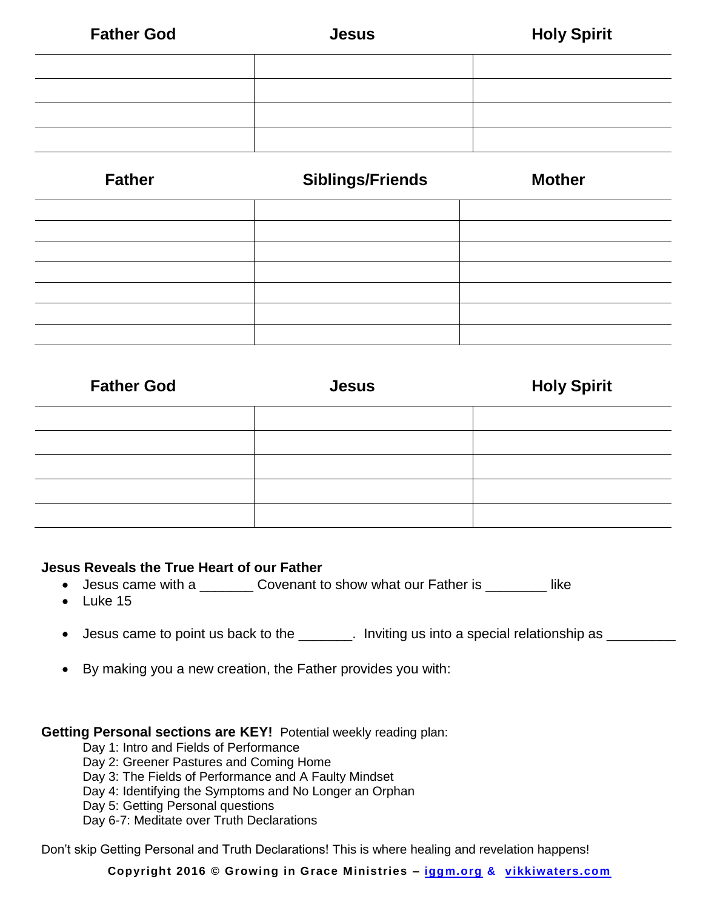| Father God | Jesus | Holy Spirit |
|---|---|---|
| | | |
| | | |
| | | |
| | | |

| Father | Siblings/Friends | Mother |
|---|---|---|
| | | |
| | | |
| | | |
| | | |
| | | |
| | | |
| | | |

| Father God | Jesus | Holy Spirit |
|---|---|---|
| | | |
| | | |
| | | |
| | | |
| | | |

**Jesus Reveals the True Heart of our Father**

- Jesus came with a _______ Covenant to show what our Father is ________ like
- Luke 15
- Jesus came to point us back to the _______. Inviting us into a special relationship as _________
- By making you a new creation, the Father provides you with:

**Getting Personal sections are KEY!** Potential weekly reading plan:

Day 1: Intro and Fields of Performance
Day 2: Greener Pastures and Coming Home
Day 3: The Fields of Performance and A Faulty Mindset
Day 4: Identifying the Symptoms and No Longer an Orphan
Day 5: Getting Personal questions
Day 6-7: Meditate over Truth Declarations

Don't skip Getting Personal and Truth Declarations! This is where healing and revelation happens!

**Copyright 2016 © Growing in Grace Ministries – iggm.org & vikkiwaters.com**